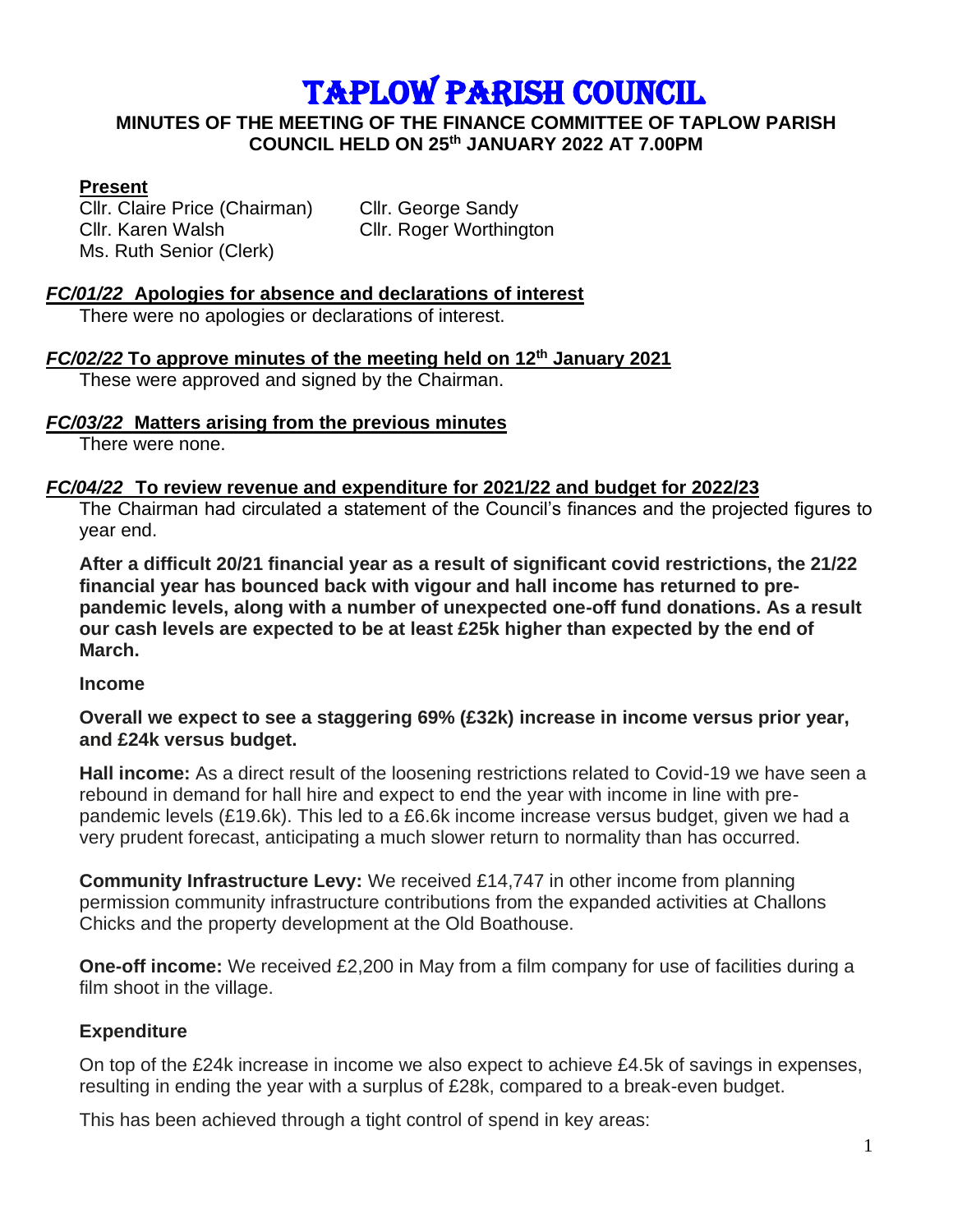# TAPLOW PARISH COUNCIL

## MINUTES OF THE MEETING OF THE FINANCE COMMITTEE OF TAPLOW PARISH COUNCIL HELD ON 25th JANUARY 2022 AT 7.00PM

**Present**

Cllr. Claire Price (Chairman)
Cllr. George Sandy
Cllr. Karen Walsh
Cllr. Roger Worthington
Ms. Ruth Senior (Clerk)

***FC/01/22* Apologies for absence and declarations of interest**

There were no apologies or declarations of interest.

***FC/02/22* To approve minutes of the meeting held on 12th January 2021**

These were approved and signed by the Chairman.

***FC/03/22* Matters arising from the previous minutes**

There were none.

***FC/04/22* To review revenue and expenditure for 2021/22 and budget for 2022/23**

The Chairman had circulated a statement of the Council's finances and the projected figures to year end.

**After a difficult 20/21 financial year as a result of significant covid restrictions, the 21/22 financial year has bounced back with vigour and hall income has returned to pre-pandemic levels, along with a number of unexpected one-off fund donations. As a result our cash levels are expected to be at least £25k higher than expected by the end of March.**

**Income**

**Overall we expect to see a staggering 69% (£32k) increase in income versus prior year, and £24k versus budget.**

**Hall income:** As a direct result of the loosening restrictions related to Covid-19 we have seen a rebound in demand for hall hire and expect to end the year with income in line with pre-pandemic levels (£19.6k). This led to a £6.6k income increase versus budget, given we had a very prudent forecast, anticipating a much slower return to normality than has occurred.

**Community Infrastructure Levy:** We received £14,747 in other income from planning permission community infrastructure contributions from the expanded activities at Challons Chicks and the property development at the Old Boathouse.

**One-off income:** We received £2,200 in May from a film company for use of facilities during a film shoot in the village.

**Expenditure**

On top of the £24k increase in income we also expect to achieve £4.5k of savings in expenses, resulting in ending the year with a surplus of £28k, compared to a break-even budget.

This has been achieved through a tight control of spend in key areas: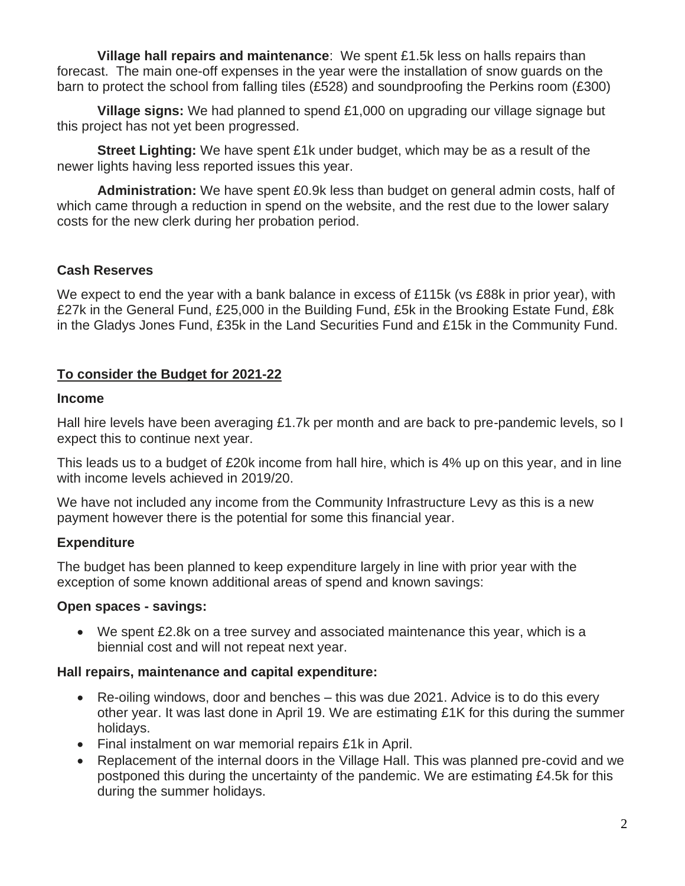**Village hall repairs and maintenance**: We spent £1.5k less on halls repairs than forecast. The main one-off expenses in the year were the installation of snow guards on the barn to protect the school from falling tiles (£528) and soundproofing the Perkins room (£300)

**Village signs:** We had planned to spend £1,000 on upgrading our village signage but this project has not yet been progressed.

**Street Lighting:** We have spent £1k under budget, which may be as a result of the newer lights having less reported issues this year.

**Administration:** We have spent £0.9k less than budget on general admin costs, half of which came through a reduction in spend on the website, and the rest due to the lower salary costs for the new clerk during her probation period.

### Cash Reserves

We expect to end the year with a bank balance in excess of £115k (vs £88k in prior year), with £27k in the General Fund, £25,000 in the Building Fund, £5k in the Brooking Estate Fund, £8k in the Gladys Jones Fund, £35k in the Land Securities Fund and £15k in the Community Fund.

## To consider the Budget for 2021-22

### Income

Hall hire levels have been averaging £1.7k per month and are back to pre-pandemic levels, so I expect this to continue next year.

This leads us to a budget of £20k income from hall hire, which is 4% up on this year, and in line with income levels achieved in 2019/20.

We have not included any income from the Community Infrastructure Levy as this is a new payment however there is the potential for some this financial year.

### Expenditure

The budget has been planned to keep expenditure largely in line with prior year with the exception of some known additional areas of spend and known savings:

**Open spaces - savings:**

- We spent £2.8k on a tree survey and associated maintenance this year, which is a biennial cost and will not repeat next year.

**Hall repairs, maintenance and capital expenditure:**

- Re-oiling windows, door and benches – this was due 2021. Advice is to do this every other year. It was last done in April 19. We are estimating £1K for this during the summer holidays.
- Final instalment on war memorial repairs £1k in April.
- Replacement of the internal doors in the Village Hall. This was planned pre-covid and we postponed this during the uncertainty of the pandemic. We are estimating £4.5k for this during the summer holidays.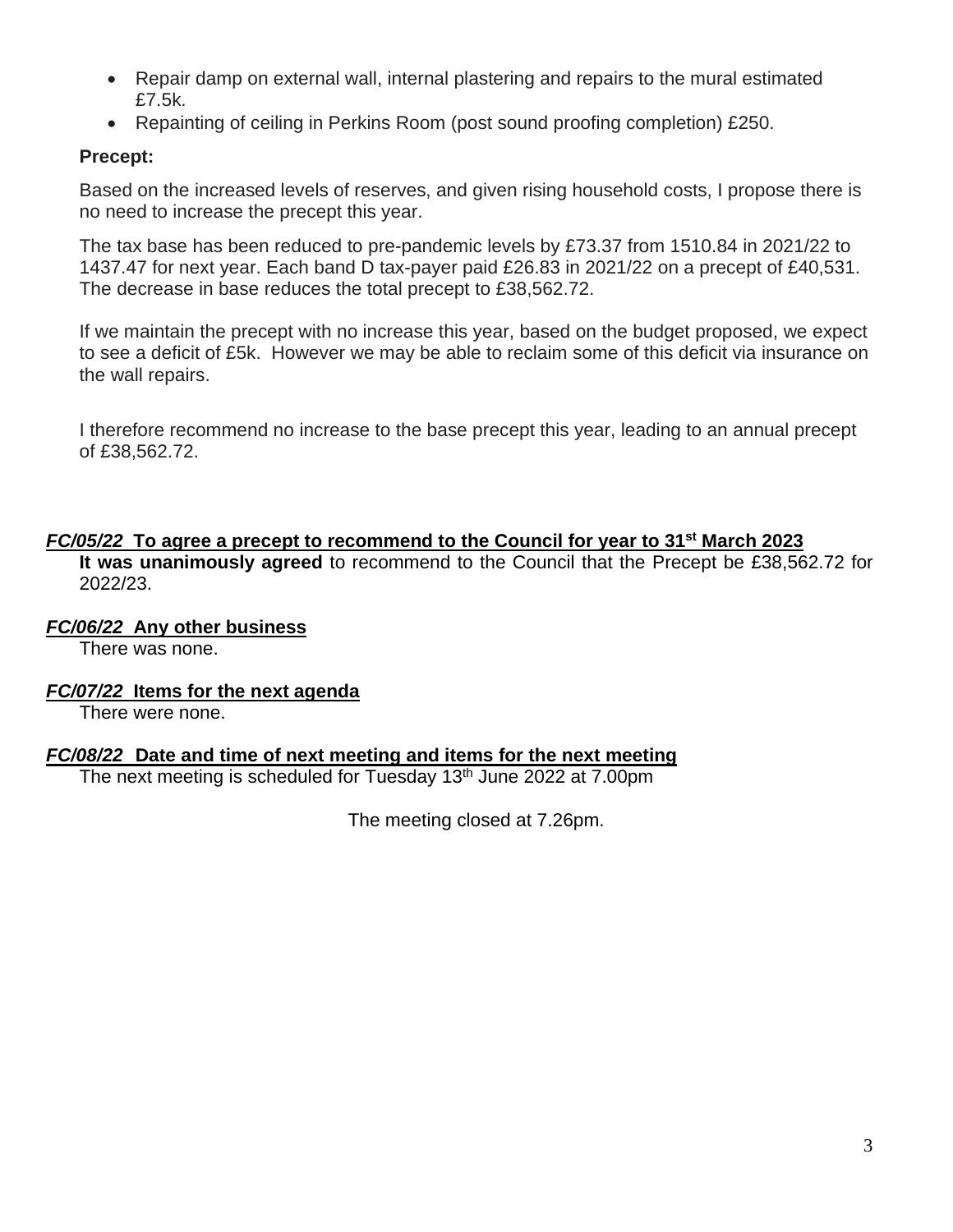- Repair damp on external wall, internal plastering and repairs to the mural estimated £7.5k.
- Repainting of ceiling in Perkins Room (post sound proofing completion) £250.

**Precept:**

Based on the increased levels of reserves, and given rising household costs, I propose there is no need to increase the precept this year.

The tax base has been reduced to pre-pandemic levels by £73.37 from 1510.84 in 2021/22 to 1437.47 for next year. Each band D tax-payer paid £26.83 in 2021/22 on a precept of £40,531. The decrease in base reduces the total precept to £38,562.72.

If we maintain the precept with no increase this year, based on the budget proposed, we expect to see a deficit of £5k. However we may be able to reclaim some of this deficit via insurance on the wall repairs.

I therefore recommend no increase to the base precept this year, leading to an annual precept of £38,562.72.

### ***FC/05/22*** **To agree a precept to recommend to the Council for year to 31st March 2023**

**It was unanimously agreed** to recommend to the Council that the Precept be £38,562.72 for 2022/23.

### ***FC/06/22*** **Any other business**

There was none.

### ***FC/07/22*** **Items for the next agenda**

There were none.

### ***FC/08/22*** **Date and time of next meeting and items for the next meeting**

The next meeting is scheduled for Tuesday 13th June 2022 at 7.00pm

The meeting closed at 7.26pm.